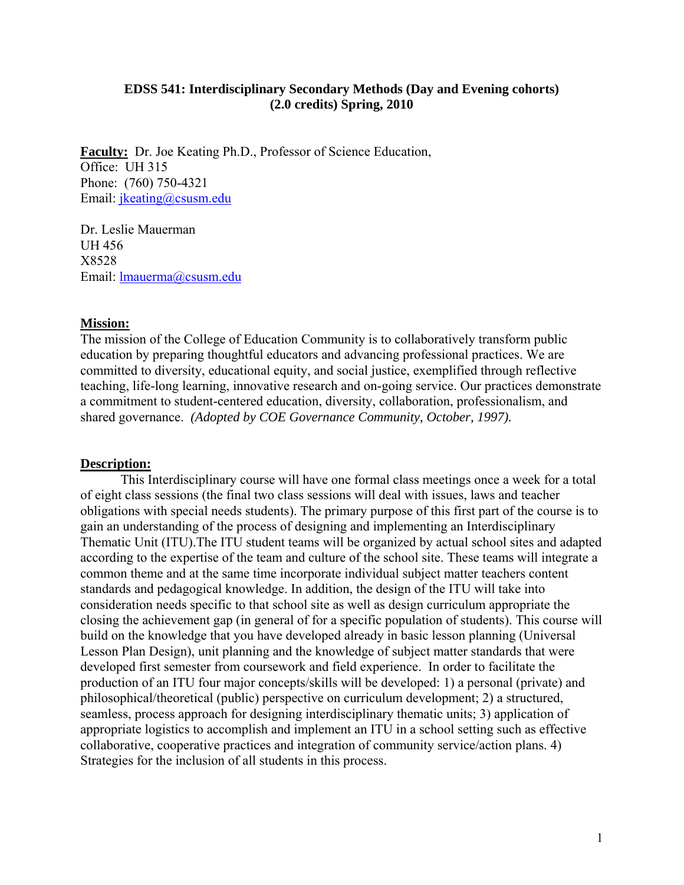**EDSS 541: Interdisciplinary Secondary Methods (Day and Evening cohorts) (2.0 credits) Spring, 2010**

**Faculty:** Dr. Joe Keating Ph.D., Professor of Science Education,
Office: UH 315
Phone: (760) 750-4321
Email: jkeating@csusm.edu

Dr. Leslie Mauerman
UH 456
X8528
Email: lmauerma@csusm.edu

## Mission:

The mission of the College of Education Community is to collaboratively transform public education by preparing thoughtful educators and advancing professional practices. We are committed to diversity, educational equity, and social justice, exemplified through reflective teaching, life-long learning, innovative research and on-going service. Our practices demonstrate a commitment to student-centered education, diversity, collaboration, professionalism, and shared governance. *(Adopted by COE Governance Community, October, 1997).*

## Description:

This Interdisciplinary course will have one formal class meetings once a week for a total of eight class sessions (the final two class sessions will deal with issues, laws and teacher obligations with special needs students). The primary purpose of this first part of the course is to gain an understanding of the process of designing and implementing an Interdisciplinary Thematic Unit (ITU).The ITU student teams will be organized by actual school sites and adapted according to the expertise of the team and culture of the school site. These teams will integrate a common theme and at the same time incorporate individual subject matter teachers content standards and pedagogical knowledge. In addition, the design of the ITU will take into consideration needs specific to that school site as well as design curriculum appropriate the closing the achievement gap (in general of for a specific population of students). This course will build on the knowledge that you have developed already in basic lesson planning (Universal Lesson Plan Design), unit planning and the knowledge of subject matter standards that were developed first semester from coursework and field experience. In order to facilitate the production of an ITU four major concepts/skills will be developed: 1) a personal (private) and philosophical/theoretical (public) perspective on curriculum development; 2) a structured, seamless, process approach for designing interdisciplinary thematic units; 3) application of appropriate logistics to accomplish and implement an ITU in a school setting such as effective collaborative, cooperative practices and integration of community service/action plans. 4) Strategies for the inclusion of all students in this process.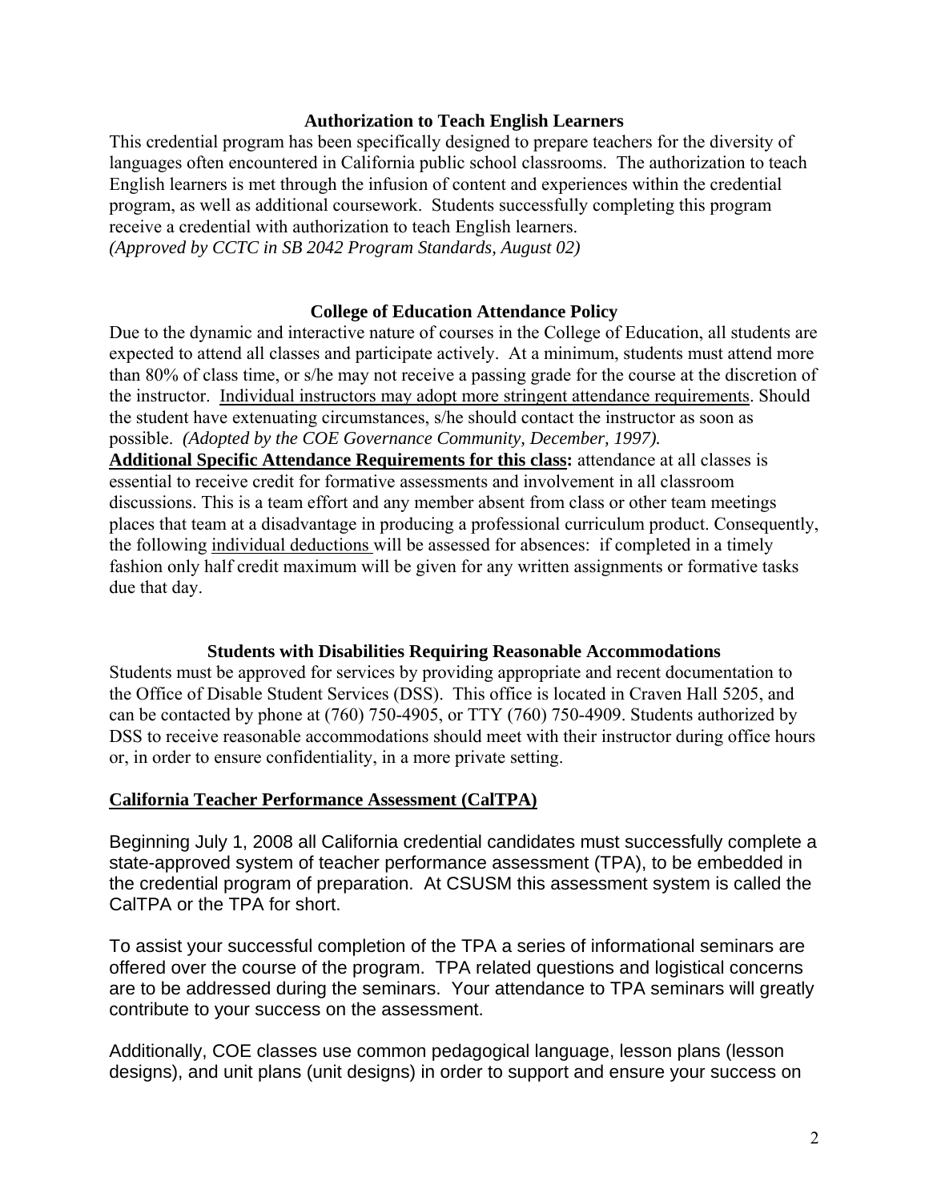### Authorization to Teach English Learners

This credential program has been specifically designed to prepare teachers for the diversity of languages often encountered in California public school classrooms. The authorization to teach English learners is met through the infusion of content and experiences within the credential program, as well as additional coursework. Students successfully completing this program receive a credential with authorization to teach English learners.
*(Approved by CCTC in SB 2042 Program Standards, August 02)*

### College of Education Attendance Policy

Due to the dynamic and interactive nature of courses in the College of Education, all students are expected to attend all classes and participate actively. At a minimum, students must attend more than 80% of class time, or s/he may not receive a passing grade for the course at the discretion of the instructor. Individual instructors may adopt more stringent attendance requirements. Should the student have extenuating circumstances, s/he should contact the instructor as soon as possible. *(Adopted by the COE Governance Community, December, 1997).*

**Additional Specific Attendance Requirements for this class:** attendance at all classes is essential to receive credit for formative assessments and involvement in all classroom discussions. This is a team effort and any member absent from class or other team meetings places that team at a disadvantage in producing a professional curriculum product. Consequently, the following individual deductions will be assessed for absences: if completed in a timely fashion only half credit maximum will be given for any written assignments or formative tasks due that day.

### Students with Disabilities Requiring Reasonable Accommodations

Students must be approved for services by providing appropriate and recent documentation to the Office of Disable Student Services (DSS). This office is located in Craven Hall 5205, and can be contacted by phone at (760) 750-4905, or TTY (760) 750-4909. Students authorized by DSS to receive reasonable accommodations should meet with their instructor during office hours or, in order to ensure confidentiality, in a more private setting.

### California Teacher Performance Assessment (CalTPA)

Beginning July 1, 2008 all California credential candidates must successfully complete a state-approved system of teacher performance assessment (TPA), to be embedded in the credential program of preparation. At CSUSM this assessment system is called the CalTPA or the TPA for short.

To assist your successful completion of the TPA a series of informational seminars are offered over the course of the program. TPA related questions and logistical concerns are to be addressed during the seminars. Your attendance to TPA seminars will greatly contribute to your success on the assessment.

Additionally, COE classes use common pedagogical language, lesson plans (lesson designs), and unit plans (unit designs) in order to support and ensure your success on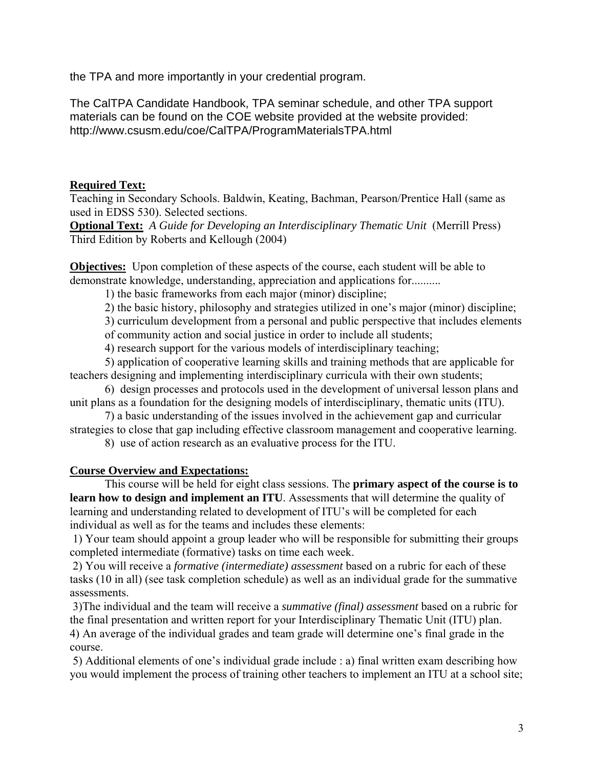the TPA and more importantly in your credential program.

The CalTPA Candidate Handbook, TPA seminar schedule, and other TPA support materials can be found on the COE website provided at the website provided: http://www.csusm.edu/coe/CalTPA/ProgramMaterialsTPA.html

**Required Text:**

Teaching in Secondary Schools. Baldwin, Keating, Bachman, Pearson/Prentice Hall (same as used in EDSS 530). Selected sections.

**Optional Text:** *A Guide for Developing an Interdisciplinary Thematic Unit* (Merrill Press) Third Edition by Roberts and Kellough (2004)

**Objectives:** Upon completion of these aspects of the course, each student will be able to demonstrate knowledge, understanding, appreciation and applications for..........

1) the basic frameworks from each major (minor) discipline;

2) the basic history, philosophy and strategies utilized in one's major (minor) discipline;

3) curriculum development from a personal and public perspective that includes elements of community action and social justice in order to include all students;

4) research support for the various models of interdisciplinary teaching;

5) application of cooperative learning skills and training methods that are applicable for teachers designing and implementing interdisciplinary curricula with their own students;

6) design processes and protocols used in the development of universal lesson plans and unit plans as a foundation for the designing models of interdisciplinary, thematic units (ITU).

7) a basic understanding of the issues involved in the achievement gap and curricular strategies to close that gap including effective classroom management and cooperative learning.

8) use of action research as an evaluative process for the ITU.

**Course Overview and Expectations:**

This course will be held for eight class sessions. The **primary aspect of the course is to learn how to design and implement an ITU**. Assessments that will determine the quality of learning and understanding related to development of ITU's will be completed for each individual as well as for the teams and includes these elements:

1) Your team should appoint a group leader who will be responsible for submitting their groups completed intermediate (formative) tasks on time each week.

2) You will receive a *formative (intermediate) assessment* based on a rubric for each of these tasks (10 in all) (see task completion schedule) as well as an individual grade for the summative assessments.

3)The individual and the team will receive a *summative (final) assessment* based on a rubric for the final presentation and written report for your Interdisciplinary Thematic Unit (ITU) plan.

4) An average of the individual grades and team grade will determine one's final grade in the course.

5) Additional elements of one's individual grade include : a) final written exam describing how you would implement the process of training other teachers to implement an ITU at a school site;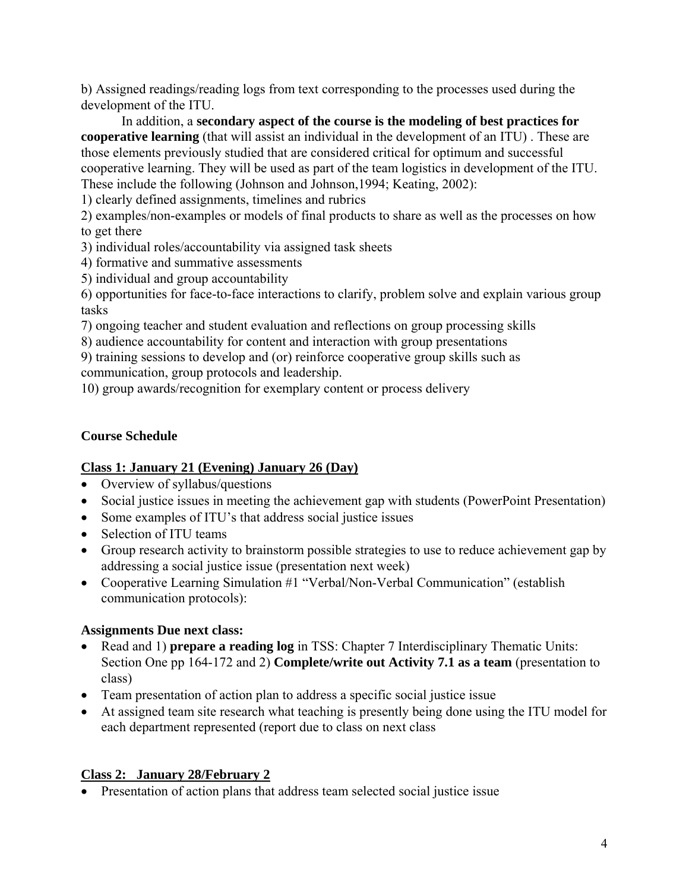b) Assigned readings/reading logs from text corresponding to the processes used during the development of the ITU.

In addition, a **secondary aspect of the course is the modeling of best practices for cooperative learning** (that will assist an individual in the development of an ITU) . These are those elements previously studied that are considered critical for optimum and successful cooperative learning. They will be used as part of the team logistics in development of the ITU. These include the following (Johnson and Johnson,1994; Keating, 2002):

1) clearly defined assignments, timelines and rubrics
2) examples/non-examples or models of final products to share as well as the processes on how to get there
3) individual roles/accountability via assigned task sheets
4) formative and summative assessments
5) individual and group accountability
6) opportunities for face-to-face interactions to clarify, problem solve and explain various group tasks
7) ongoing teacher and student evaluation and reflections on group processing skills
8) audience accountability for content and interaction with group presentations
9) training sessions to develop and (or) reinforce cooperative group skills such as communication, group protocols and leadership.
10) group awards/recognition for exemplary content or process delivery

**Course Schedule**

**Class 1: January 21 (Evening) January 26 (Day)**

- Overview of syllabus/questions
- Social justice issues in meeting the achievement gap with students (PowerPoint Presentation)
- Some examples of ITU's that address social justice issues
- Selection of ITU teams
- Group research activity to brainstorm possible strategies to use to reduce achievement gap by addressing a social justice issue (presentation next week)
- Cooperative Learning Simulation #1 "Verbal/Non-Verbal Communication" (establish communication protocols):

**Assignments Due next class:**

- Read and 1) **prepare a reading log** in TSS: Chapter 7 Interdisciplinary Thematic Units: Section One pp 164-172 and 2) **Complete/write out Activity 7.1 as a team** (presentation to class)
- Team presentation of action plan to address a specific social justice issue
- At assigned team site research what teaching is presently being done using the ITU model for each department represented (report due to class on next class

**Class 2: January 28/February 2**

- Presentation of action plans that address team selected social justice issue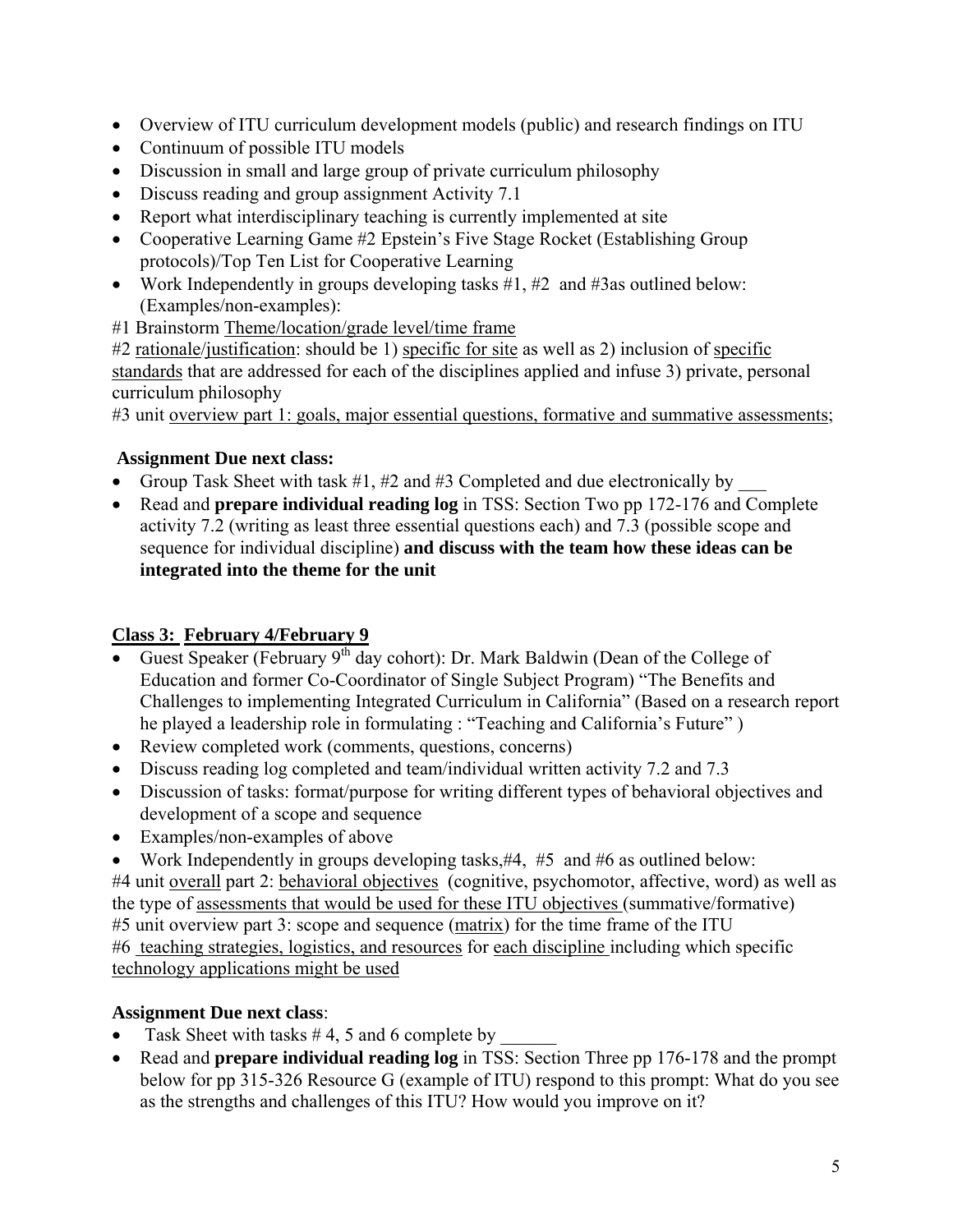- Overview of ITU curriculum development models (public) and research findings on ITU
- Continuum of possible ITU models
- Discussion in small and large group of private curriculum philosophy
- Discuss reading and group assignment Activity 7.1
- Report what interdisciplinary teaching is currently implemented at site
- Cooperative Learning Game #2 Epstein's Five Stage Rocket (Establishing Group protocols)/Top Ten List for Cooperative Learning
- Work Independently in groups developing tasks #1, #2 and #3as outlined below: (Examples/non-examples):

#1 Brainstorm Theme/location/grade level/time frame

#2 rationale/justification: should be 1) specific for site as well as 2) inclusion of specific standards that are addressed for each of the disciplines applied and infuse 3) private, personal curriculum philosophy

#3 unit overview part 1: goals, major essential questions, formative and summative assessments;

**Assignment Due next class:**

- Group Task Sheet with task #1, #2 and #3 Completed and due electronically by ___
- Read and **prepare individual reading log** in TSS: Section Two pp 172-176 and Complete activity 7.2 (writing as least three essential questions each) and 7.3 (possible scope and sequence for individual discipline) **and discuss with the team how these ideas can be integrated into the theme for the unit**

## Class 3: February 4/February 9

- Guest Speaker (February 9th day cohort): Dr. Mark Baldwin (Dean of the College of Education and former Co-Coordinator of Single Subject Program) "The Benefits and Challenges to implementing Integrated Curriculum in California" (Based on a research report he played a leadership role in formulating : "Teaching and California's Future" )
- Review completed work (comments, questions, concerns)
- Discuss reading log completed and team/individual written activity 7.2 and 7.3
- Discussion of tasks: format/purpose for writing different types of behavioral objectives and development of a scope and sequence
- Examples/non-examples of above
- Work Independently in groups developing tasks,#4, #5 and #6 as outlined below:

#4 unit overall part 2: behavioral objectives (cognitive, psychomotor, affective, word) as well as the type of assessments that would be used for these ITU objectives (summative/formative)

#5 unit overview part 3: scope and sequence (matrix) for the time frame of the ITU

#6 teaching strategies, logistics, and resources for each discipline including which specific technology applications might be used

**Assignment Due next class**:

- Task Sheet with tasks # 4, 5 and 6 complete by ______
- Read and **prepare individual reading log** in TSS: Section Three pp 176-178 and the prompt below for pp 315-326 Resource G (example of ITU) respond to this prompt: What do you see as the strengths and challenges of this ITU? How would you improve on it?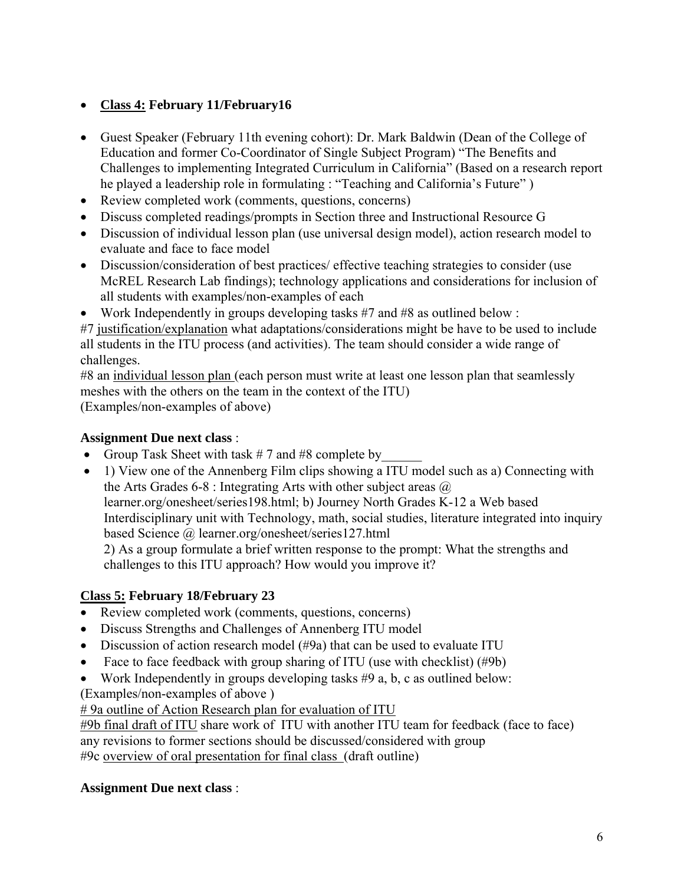- **Class 4: February 11/February16**

- Guest Speaker (February 11th evening cohort): Dr. Mark Baldwin (Dean of the College of Education and former Co-Coordinator of Single Subject Program) "The Benefits and Challenges to implementing Integrated Curriculum in California" (Based on a research report he played a leadership role in formulating : "Teaching and California's Future" )
- Review completed work (comments, questions, concerns)
- Discuss completed readings/prompts in Section three and Instructional Resource G
- Discussion of individual lesson plan (use universal design model), action research model to evaluate and face to face model
- Discussion/consideration of best practices/ effective teaching strategies to consider (use McREL Research Lab findings); technology applications and considerations for inclusion of all students with examples/non-examples of each
- Work Independently in groups developing tasks #7 and #8 as outlined below :

#7 justification/explanation what adaptations/considerations might be have to be used to include all students in the ITU process (and activities). The team should consider a wide range of challenges.

#8 an individual lesson plan (each person must write at least one lesson plan that seamlessly meshes with the others on the team in the context of the ITU)

(Examples/non-examples of above)

**Assignment Due next class** :

- Group Task Sheet with task # 7 and #8 complete by______
- 1) View one of the Annenberg Film clips showing a ITU model such as a) Connecting with the Arts Grades 6-8 : Integrating Arts with other subject areas @ learner.org/onesheet/series198.html; b) Journey North Grades K-12 a Web based Interdisciplinary unit with Technology, math, social studies, literature integrated into inquiry based Science @ learner.org/onesheet/series127.html

  2) As a group formulate a brief written response to the prompt: What the strengths and challenges to this ITU approach? How would you improve it?

**Class 5: February 18/February 23**

- Review completed work (comments, questions, concerns)
- Discuss Strengths and Challenges of Annenberg ITU model
- Discussion of action research model (#9a) that can be used to evaluate ITU
- Face to face feedback with group sharing of ITU (use with checklist) (#9b)
- Work Independently in groups developing tasks #9 a, b, c as outlined below:

(Examples/non-examples of above )

# 9a outline of Action Research plan for evaluation of ITU

#9b final draft of ITU share work of ITU with another ITU team for feedback (face to face) any revisions to former sections should be discussed/considered with group

#9c overview of oral presentation for final class (draft outline)

**Assignment Due next class** :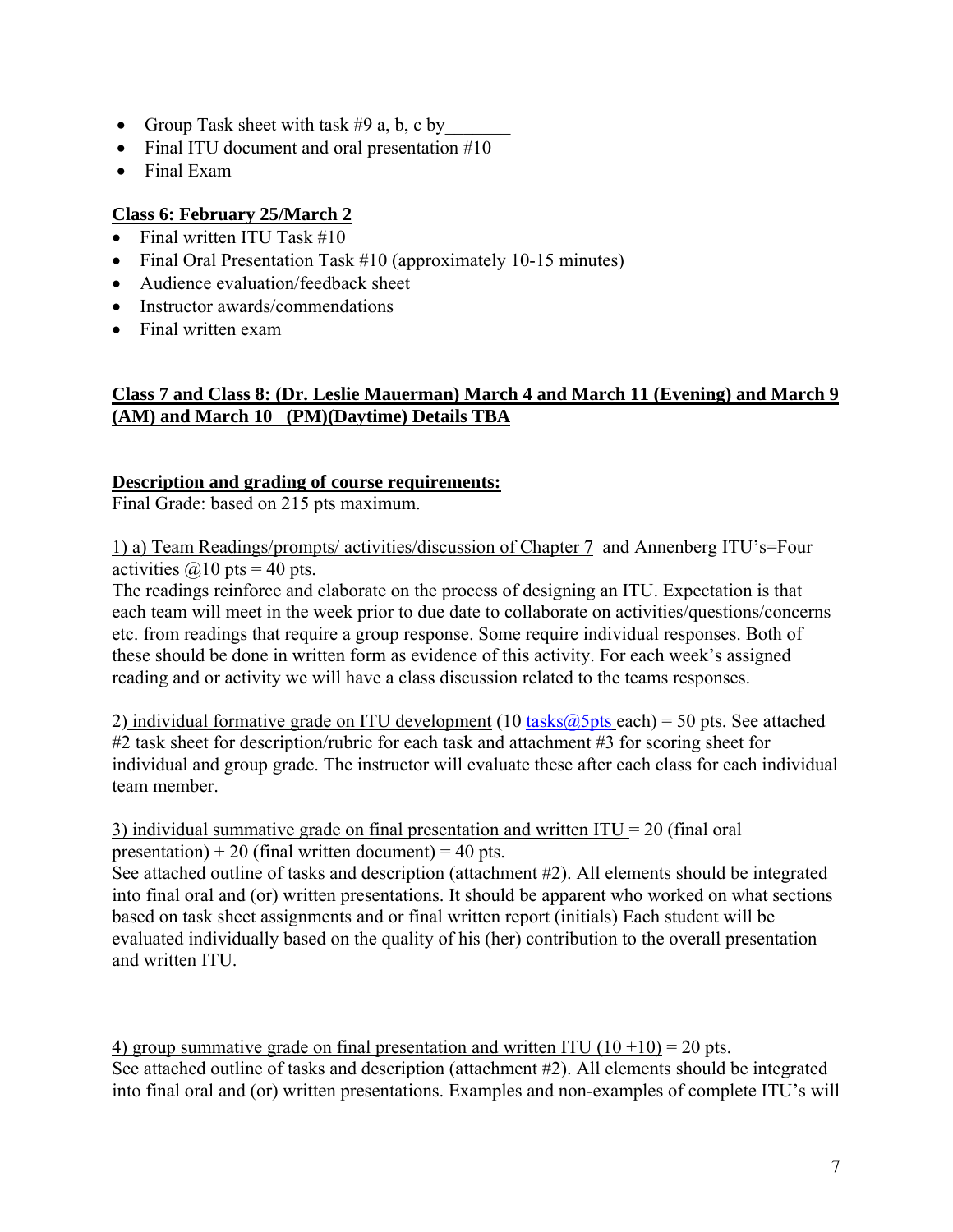- Group Task sheet with task #9 a, b, c by_______
- Final ITU document and oral presentation #10
- Final Exam

**Class 6: February 25/March 2**

- Final written ITU Task #10
- Final Oral Presentation Task #10 (approximately 10-15 minutes)
- Audience evaluation/feedback sheet
- Instructor awards/commendations
- Final written exam

**Class 7 and Class 8: (Dr. Leslie Mauerman) March 4 and March 11 (Evening) and March 9 (AM) and March 10 (PM)(Daytime) Details TBA**

**Description and grading of course requirements:**

Final Grade: based on 215 pts maximum.

1) a) Team Readings/prompts/ activities/discussion of Chapter 7 and Annenberg ITU's=Four activities @10 pts = 40 pts.

The readings reinforce and elaborate on the process of designing an ITU. Expectation is that each team will meet in the week prior to due date to collaborate on activities/questions/concerns etc. from readings that require a group response. Some require individual responses. Both of these should be done in written form as evidence of this activity. For each week's assigned reading and or activity we will have a class discussion related to the teams responses.

2) individual formative grade on ITU development (10 tasks@5pts each) = 50 pts. See attached #2 task sheet for description/rubric for each task and attachment #3 for scoring sheet for individual and group grade. The instructor will evaluate these after each class for each individual team member.

3) individual summative grade on final presentation and written ITU = 20 (final oral presentation) + 20 (final written document) = 40 pts.

See attached outline of tasks and description (attachment #2). All elements should be integrated into final oral and (or) written presentations. It should be apparent who worked on what sections based on task sheet assignments and or final written report (initials) Each student will be evaluated individually based on the quality of his (her) contribution to the overall presentation and written ITU.

4) group summative grade on final presentation and written ITU (10 +10) = 20 pts.

See attached outline of tasks and description (attachment #2). All elements should be integrated into final oral and (or) written presentations. Examples and non-examples of complete ITU's will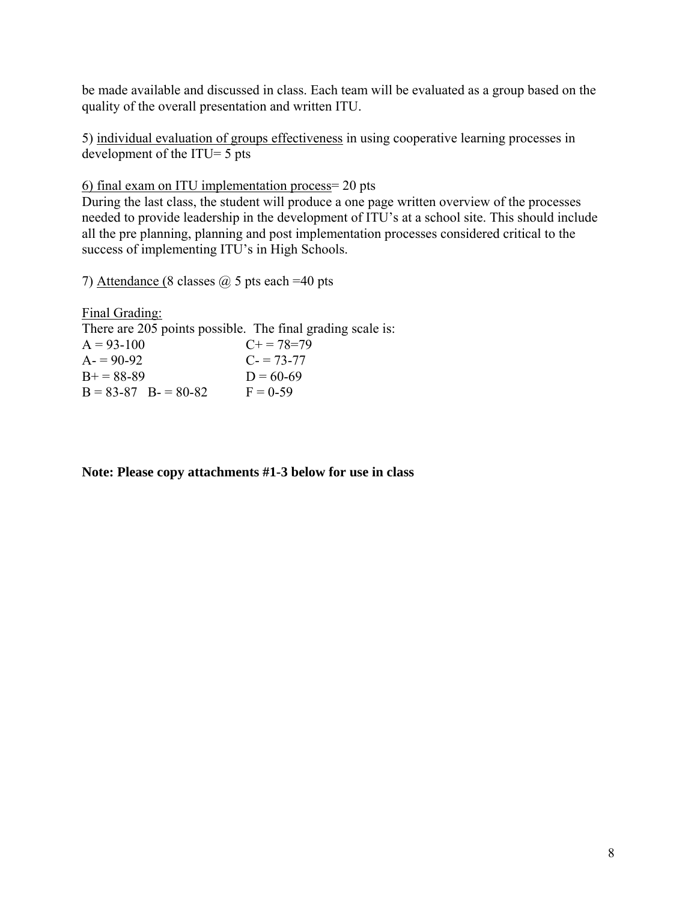be made available and discussed in class. Each team will be evaluated as a group based on the quality of the overall presentation and written ITU.

5) individual evaluation of groups effectiveness in using cooperative learning processes in development of the ITU= 5 pts

6) final exam on ITU implementation process= 20 pts

During the last class, the student will produce a one page written overview of the processes needed to provide leadership in the development of ITU's at a school site. This should include all the pre planning, planning and post implementation processes considered critical to the success of implementing ITU's in High Schools.

7) Attendance (8 classes @ 5 pts each =40 pts

Final Grading:

There are 205 points possible. The final grading scale is:

| | |
|---|---|
| A = 93-100 | C+ = 78=79 |
| A- = 90-92 | C- = 73-77 |
| B+ = 88-89 | D = 60-69 |
| B = 83-87 B- = 80-82 | F = 0-59 |

**Note: Please copy attachments #1-3 below for use in class**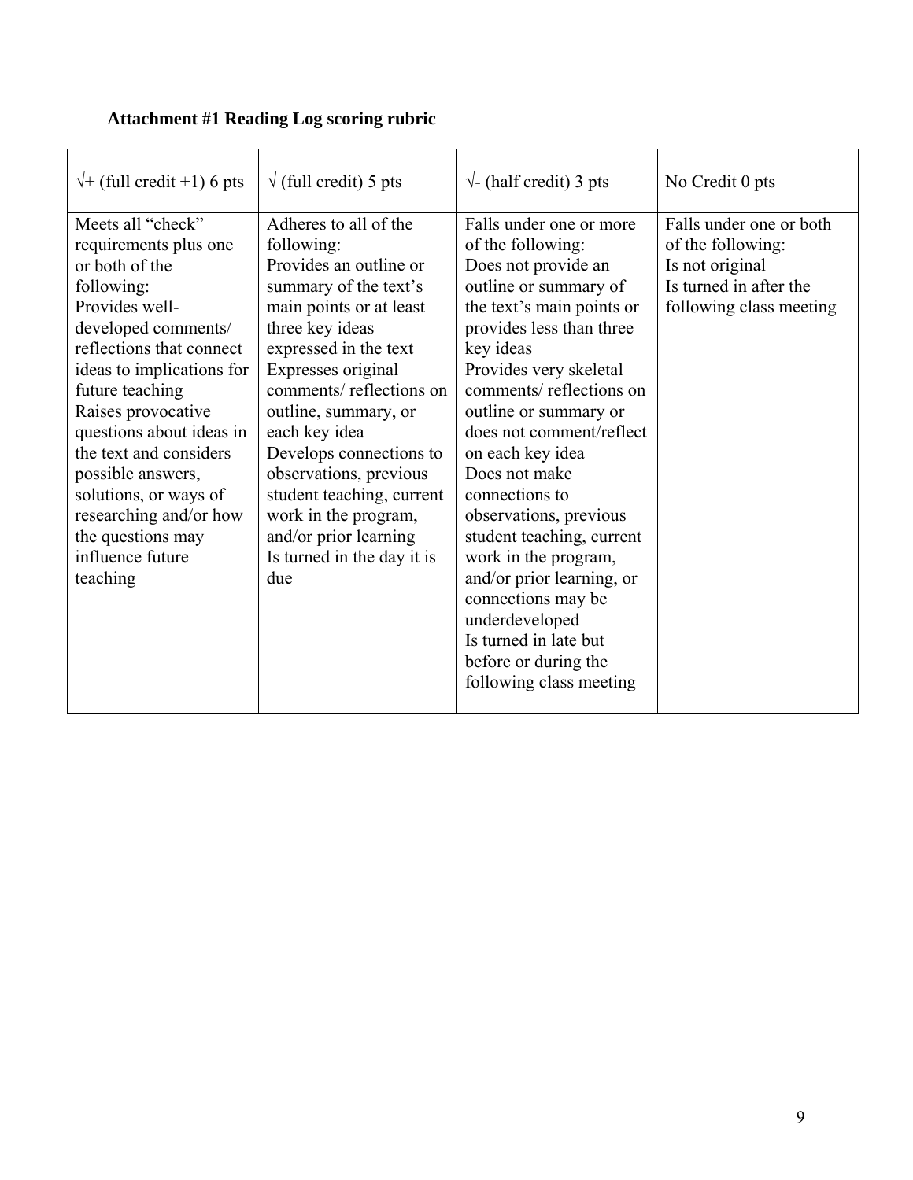**Attachment #1 Reading Log scoring rubric**

| √+ (full credit +1) 6 pts | √ (full credit) 5 pts | √- (half credit) 3 pts | No Credit 0 pts |
|---|---|---|---|
| Meets all "check" requirements plus one or both of the following:<br>Provides well-developed comments/ reflections that connect ideas to implications for future teaching<br>Raises provocative questions about ideas in the text and considers possible answers, solutions, or ways of researching and/or how the questions may influence future teaching | Adheres to all of the following:<br>Provides an outline or summary of the text's main points or at least three key ideas expressed in the text<br>Expresses original comments/ reflections on outline, summary, or each key idea<br>Develops connections to observations, previous student teaching, current work in the program, and/or prior learning<br>Is turned in the day it is due | Falls under one or more of the following:<br>Does not provide an outline or summary of the text's main points or provides less than three key ideas<br>Provides very skeletal comments/ reflections on outline or summary or does not comment/reflect on each key idea<br>Does not make connections to observations, previous student teaching, current work in the program, and/or prior learning, or connections may be underdeveloped<br>Is turned in late but before or during the following class meeting | Falls under one or both of the following:<br>Is not original<br>Is turned in after the following class meeting |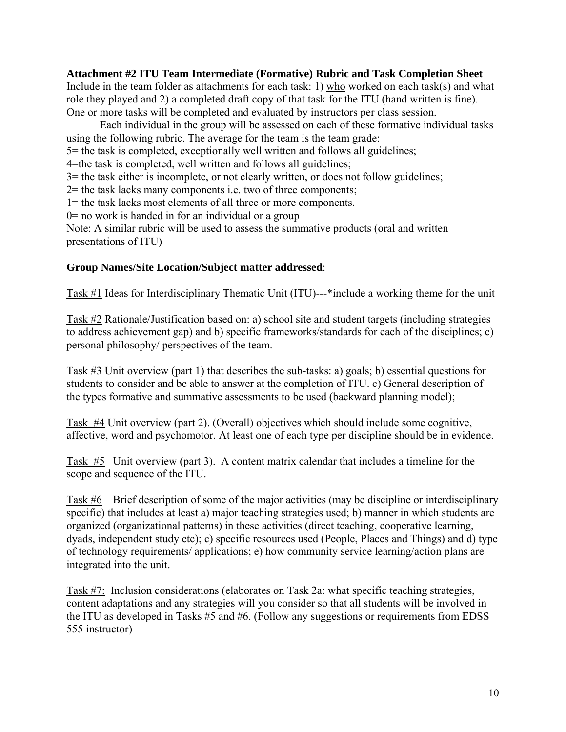**Attachment #2 ITU Team Intermediate (Formative) Rubric and Task Completion Sheet**

Include in the team folder as attachments for each task: 1) <u>who</u> worked on each task(s) and what role they played and 2) a completed draft copy of that task for the ITU (hand written is fine). One or more tasks will be completed and evaluated by instructors per class session.

Each individual in the group will be assessed on each of these formative individual tasks using the following rubric. The average for the team is the team grade:

5= the task is completed, <u>exceptionally well written</u> and follows all guidelines;
4=the task is completed, <u>well written</u> and follows all guidelines;
3= the task either is <u>incomplete</u>, or not clearly written, or does not follow guidelines;
2= the task lacks many components i.e. two of three components;
1= the task lacks most elements of all three or more components.
0= no work is handed in for an individual or a group

Note: A similar rubric will be used to assess the summative products (oral and written presentations of ITU)

**Group Names/Site Location/Subject matter addressed**:

<u>Task #1</u> Ideas for Interdisciplinary Thematic Unit (ITU)---*include a working theme for the unit

<u>Task #2</u> Rationale/Justification based on: a) school site and student targets (including strategies to address achievement gap) and b) specific frameworks/standards for each of the disciplines; c) personal philosophy/ perspectives of the team.

<u>Task #3</u> Unit overview (part 1) that describes the sub-tasks: a) goals; b) essential questions for students to consider and be able to answer at the completion of ITU. c) General description of the types formative and summative assessments to be used (backward planning model);

<u>Task #4</u> Unit overview (part 2). (Overall) objectives which should include some cognitive, affective, word and psychomotor. At least one of each type per discipline should be in evidence.

<u>Task #5</u> Unit overview (part 3). A content matrix calendar that includes a timeline for the scope and sequence of the ITU.

<u>Task #6</u> Brief description of some of the major activities (may be discipline or interdisciplinary specific) that includes at least a) major teaching strategies used; b) manner in which students are organized (organizational patterns) in these activities (direct teaching, cooperative learning, dyads, independent study etc); c) specific resources used (People, Places and Things) and d) type of technology requirements/ applications; e) how community service learning/action plans are integrated into the unit.

<u>Task #7:</u> Inclusion considerations (elaborates on Task 2a: what specific teaching strategies, content adaptations and any strategies will you consider so that all students will be involved in the ITU as developed in Tasks #5 and #6. (Follow any suggestions or requirements from EDSS 555 instructor)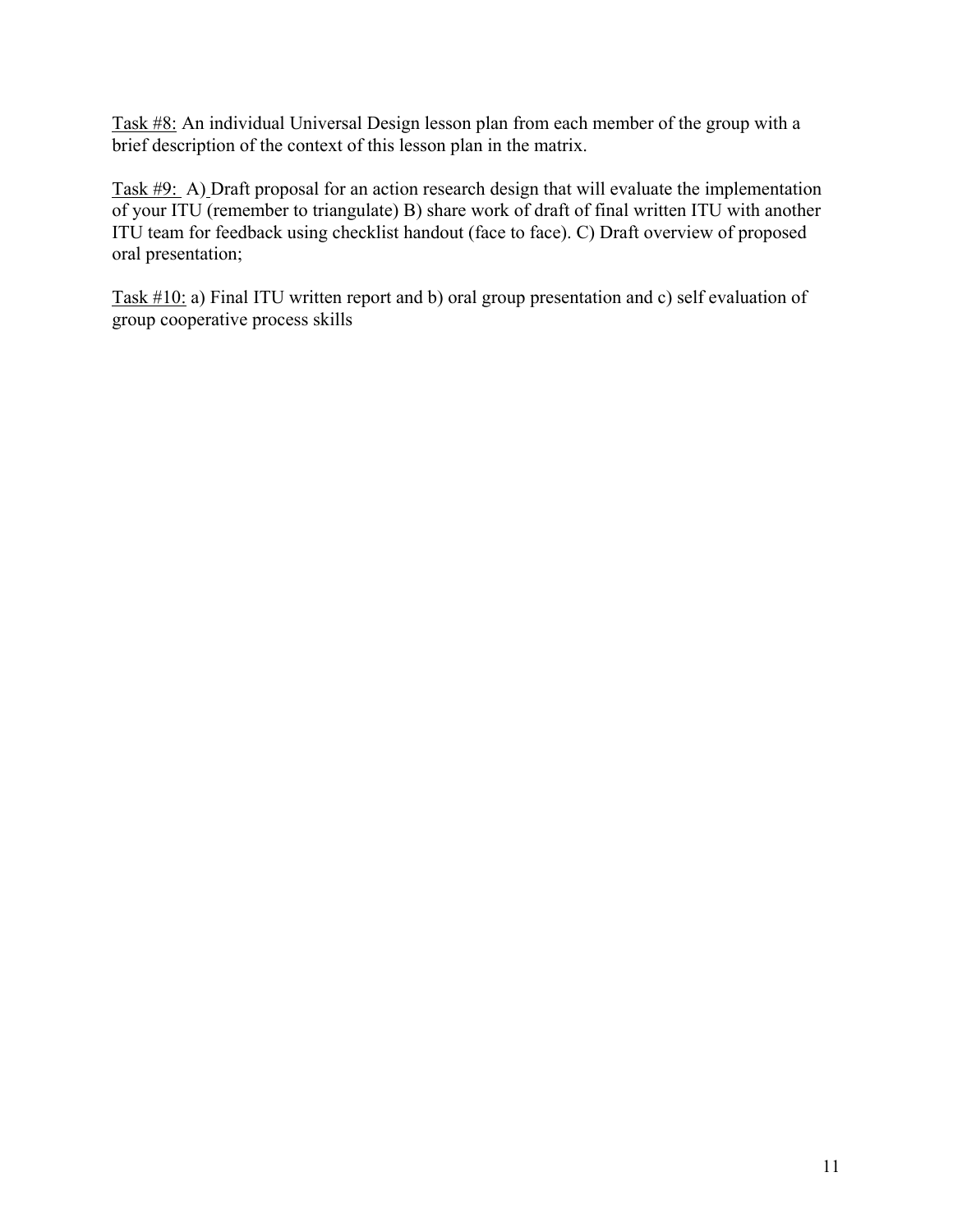<u>Task #8:</u> An individual Universal Design lesson plan from each member of the group with a brief description of the context of this lesson plan in the matrix.

<u>Task #9:</u> A) Draft proposal for an action research design that will evaluate the implementation of your ITU (remember to triangulate) B) share work of draft of final written ITU with another ITU team for feedback using checklist handout (face to face). C) Draft overview of proposed oral presentation;

<u>Task #10:</u> a) Final ITU written report and b) oral group presentation and c) self evaluation of group cooperative process skills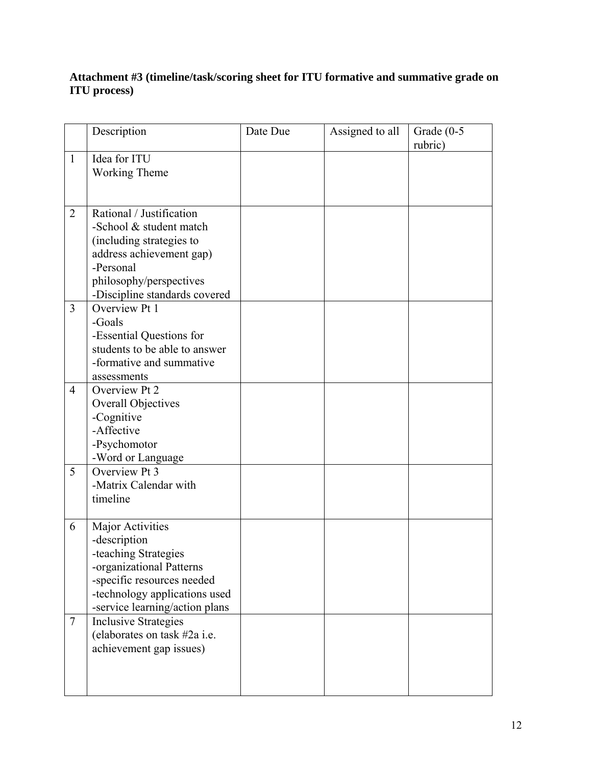**Attachment #3 (timeline/task/scoring sheet for ITU formative and summative grade on ITU process)**

| | Description | Date Due | Assigned to all | Grade (0-5 rubric) |
|---|---|---|---|---|
| 1 | Idea for ITU<br>Working Theme | | | |
| 2 | Rational / Justification<br>-School & student match (including strategies to address achievement gap)<br>-Personal philosophy/perspectives<br>-Discipline standards covered | | | |
| 3 | Overview Pt 1<br>-Goals<br>-Essential Questions for students to be able to answer<br>-formative and summative assessments | | | |
| 4 | Overview Pt 2<br>Overall Objectives<br>-Cognitive<br>-Affective<br>-Psychomotor<br>-Word or Language | | | |
| 5 | Overview Pt 3<br>-Matrix Calendar with timeline | | | |
| 6 | Major Activities<br>-description<br>-teaching Strategies<br>-organizational Patterns<br>-specific resources needed<br>-technology applications used<br>-service learning/action plans | | | |
| 7 | Inclusive Strategies (elaborates on task #2a i.e. achievement gap issues) | | | |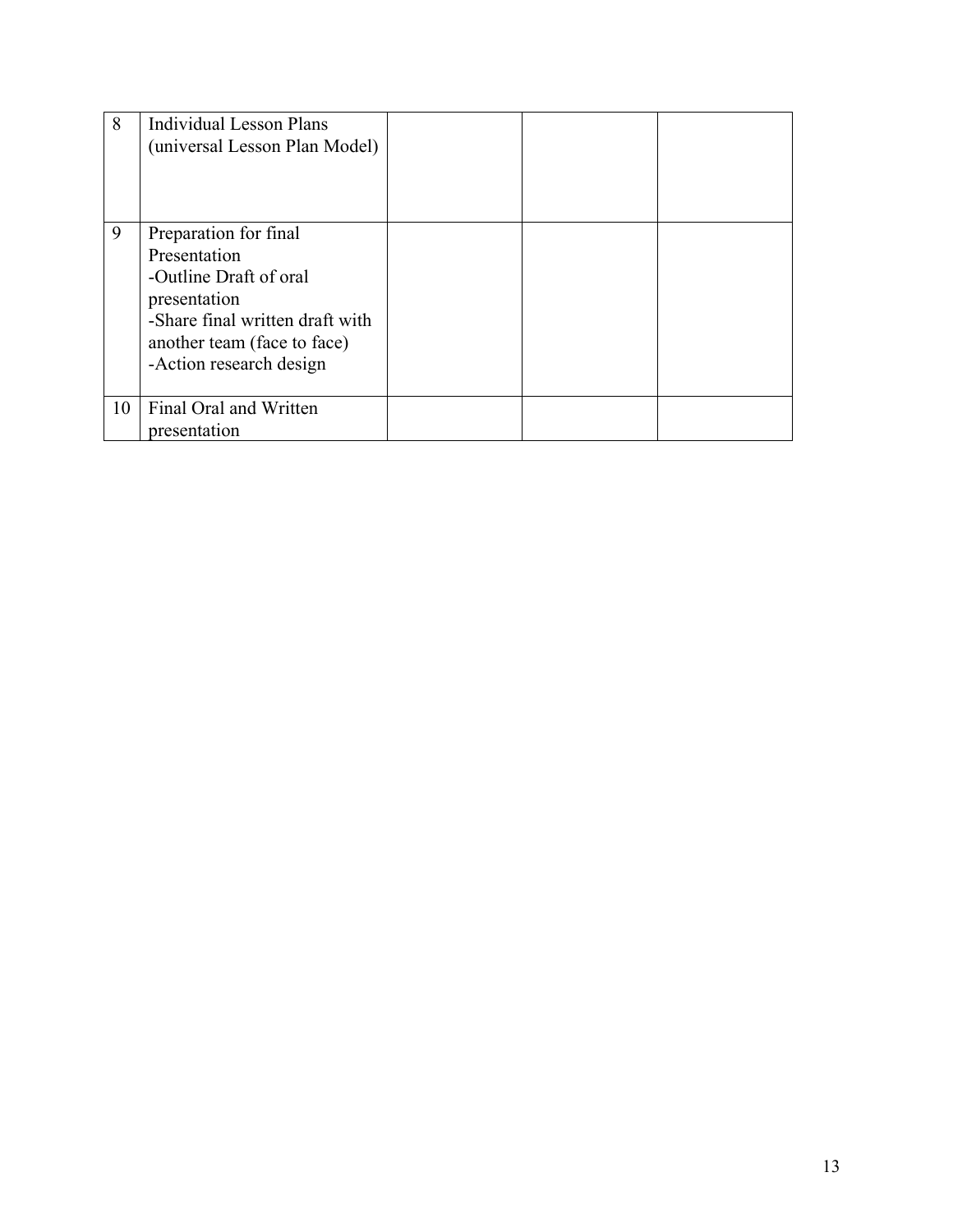| | | | | |
|---|---|---|---|---|
| 8 | Individual Lesson Plans (universal Lesson Plan Model) | | | |
| 9 | Preparation for final Presentation<br>-Outline Draft of oral presentation<br>-Share final written draft with another team (face to face)<br>-Action research design | | | |
| 10 | Final Oral and Written presentation | | | |